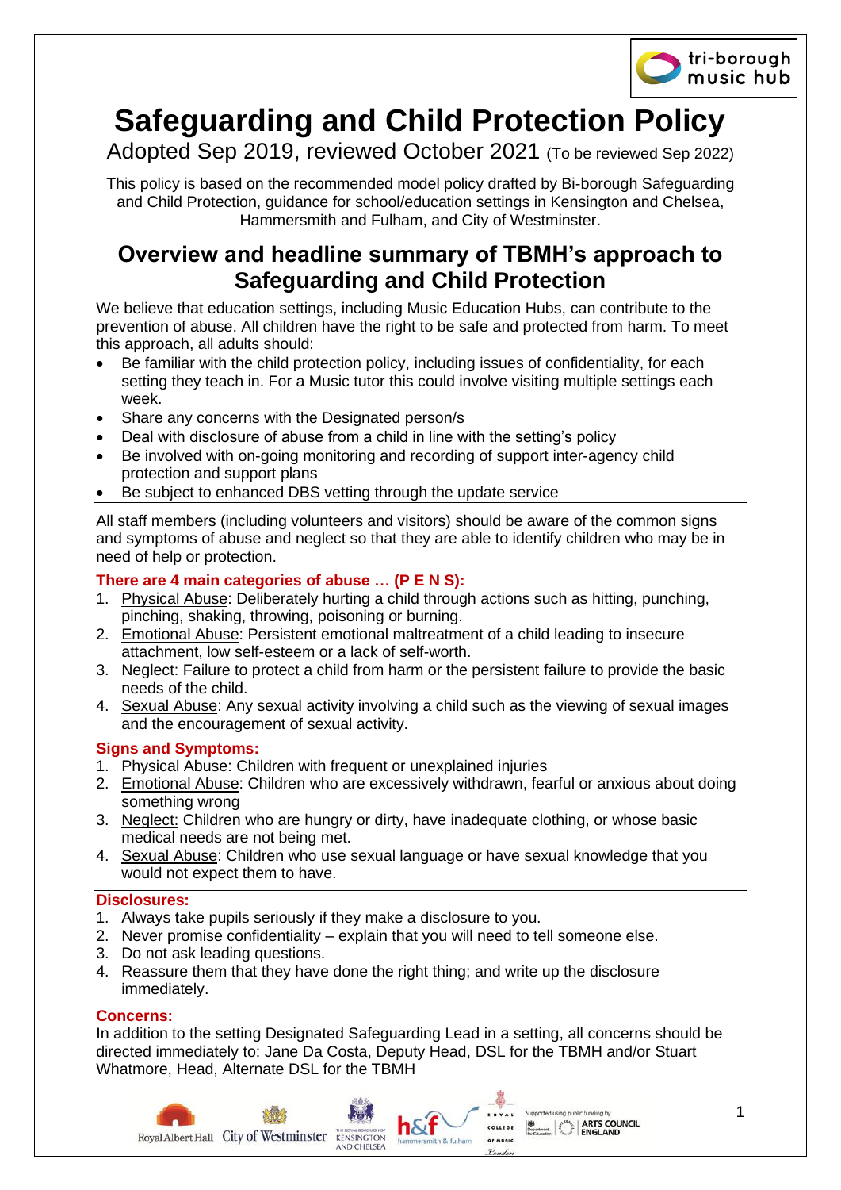# Safeguarding and Child Protection Policy

Adopted Sep 2019, reviewed October 2021 (To be reviewed Sep 2022)

This policy is based on the recommended model policy drafted by Bi-borough Safeguarding and Child Protection, guidance for school/education settings in Kensington and Chelsea, Hammersmith and Fulham, and City of Westminster.

## Overview and headline summary of TBMH's approach to Safeguarding and Child Protection

We believe that education settings, including Music Education Hubs, can contribute to the prevention of abuse. All children have the right to be safe and protected from harm. To meet this approach, all adults should:

- Be familiar with the child protection policy, including issues of confidentiality, for each setting they teach in. For a Music tutor this could involve visiting multiple settings each week.
- Share any concerns with the Designated person/s
- Deal with disclosure of abuse from a child in line with the setting's policy
- Be involved with on-going monitoring and recording of support inter-agency child protection and support plans
- Be subject to enhanced DBS vetting through the update service

All staff members (including volunteers and visitors) should be aware of the common signs and symptoms of abuse and neglect so that they are able to identify children who may be in need of help or protection.

### There are 4 main categories of abuse … (P E N S):

1. Physical Abuse: Deliberately hurting a child through actions such as hitting, punching, pinching, shaking, throwing, poisoning or burning.
2. Emotional Abuse: Persistent emotional maltreatment of a child leading to insecure attachment, low self-esteem or a lack of self-worth.
3. Neglect: Failure to protect a child from harm or the persistent failure to provide the basic needs of the child.
4. Sexual Abuse: Any sexual activity involving a child such as the viewing of sexual images and the encouragement of sexual activity.

### Signs and Symptoms:

1. Physical Abuse: Children with frequent or unexplained injuries
2. Emotional Abuse: Children who are excessively withdrawn, fearful or anxious about doing something wrong
3. Neglect: Children who are hungry or dirty, have inadequate clothing, or whose basic medical needs are not being met.
4. Sexual Abuse: Children who use sexual language or have sexual knowledge that you would not expect them to have.

### Disclosures:

1. Always take pupils seriously if they make a disclosure to you.
2. Never promise confidentiality – explain that you will need to tell someone else.
3. Do not ask leading questions.
4. Reassure them that they have done the right thing; and write up the disclosure immediately.

### Concerns:

In addition to the setting Designated Safeguarding Lead in a setting, all concerns should be directed immediately to: Jane Da Costa, Deputy Head, DSL for the TBMH and/or Stuart Whatmore, Head, Alternate DSL for the TBMH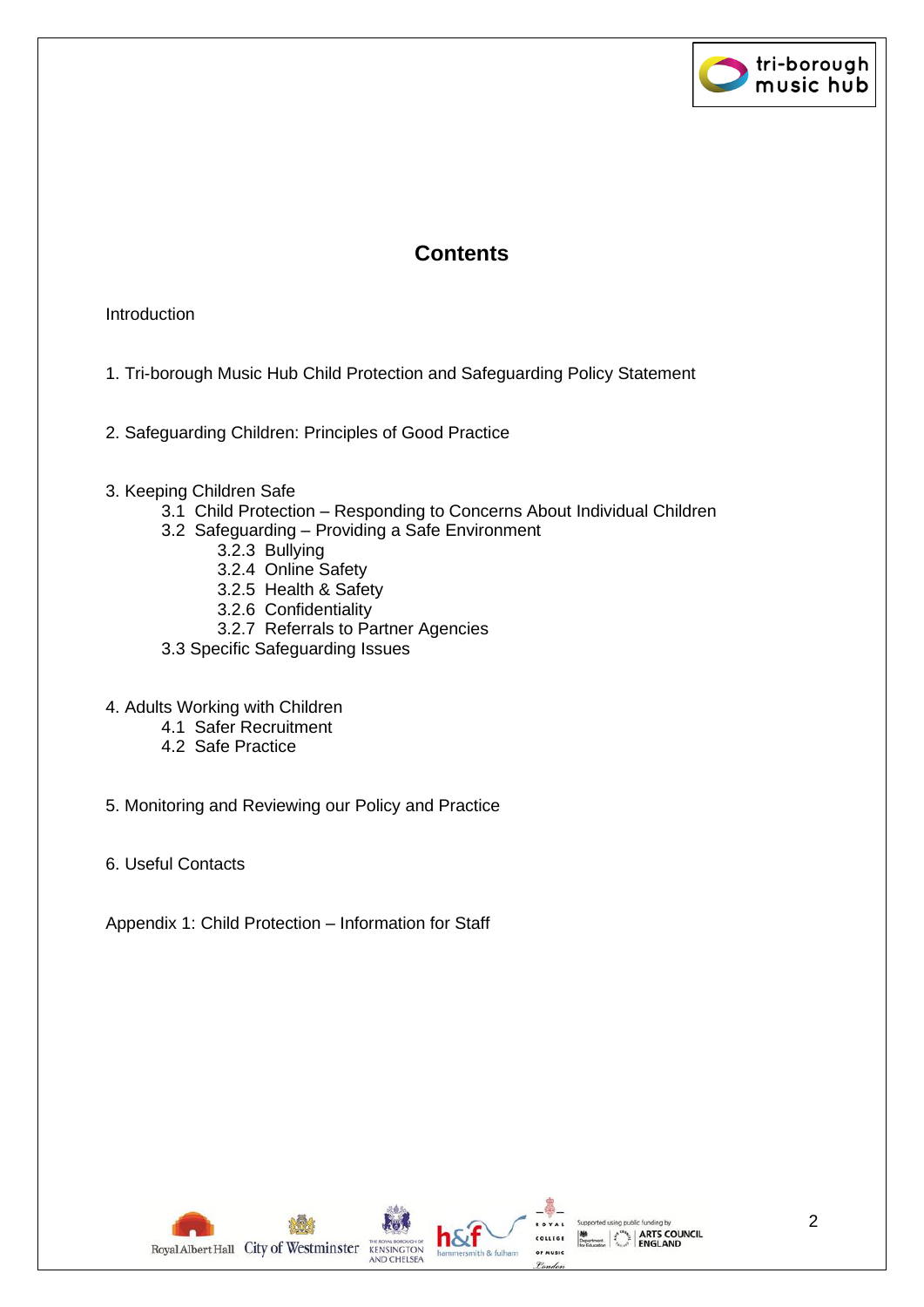# Contents

Introduction

1. Tri-borough Music Hub Child Protection and Safeguarding Policy Statement

2. Safeguarding Children: Principles of Good Practice

3. Keeping Children Safe
    - 3.1 Child Protection – Responding to Concerns About Individual Children
    - 3.2 Safeguarding – Providing a Safe Environment
        - 3.2.3 Bullying
        - 3.2.4 Online Safety
        - 3.2.5 Health & Safety
        - 3.2.6 Confidentiality
        - 3.2.7 Referrals to Partner Agencies
    - 3.3 Specific Safeguarding Issues

4. Adults Working with Children
    - 4.1 Safer Recruitment
    - 4.2 Safe Practice

5. Monitoring and Reviewing our Policy and Practice

6. Useful Contacts

Appendix 1: Child Protection – Information for Staff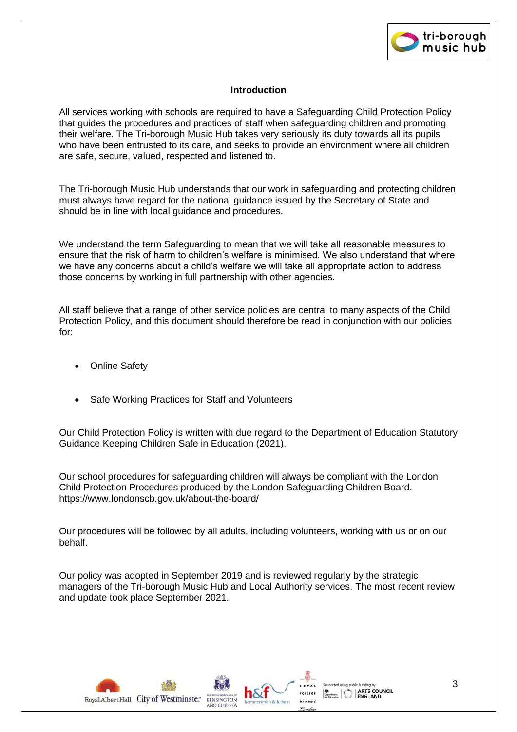## Introduction

All services working with schools are required to have a Safeguarding Child Protection Policy that guides the procedures and practices of staff when safeguarding children and promoting their welfare. The Tri-borough Music Hub takes very seriously its duty towards all its pupils who have been entrusted to its care, and seeks to provide an environment where all children are safe, secure, valued, respected and listened to.

The Tri-borough Music Hub understands that our work in safeguarding and protecting children must always have regard for the national guidance issued by the Secretary of State and should be in line with local guidance and procedures.

We understand the term Safeguarding to mean that we will take all reasonable measures to ensure that the risk of harm to children's welfare is minimised. We also understand that where we have any concerns about a child's welfare we will take all appropriate action to address those concerns by working in full partnership with other agencies.

All staff believe that a range of other service policies are central to many aspects of the Child Protection Policy, and this document should therefore be read in conjunction with our policies for:

- Online Safety
- Safe Working Practices for Staff and Volunteers

Our Child Protection Policy is written with due regard to the Department of Education Statutory Guidance Keeping Children Safe in Education (2021).

Our school procedures for safeguarding children will always be compliant with the London Child Protection Procedures produced by the London Safeguarding Children Board. https://www.londonscb.gov.uk/about-the-board/

Our procedures will be followed by all adults, including volunteers, working with us or on our behalf.

Our policy was adopted in September 2019 and is reviewed regularly by the strategic managers of the Tri-borough Music Hub and Local Authority services. The most recent review and update took place September 2021.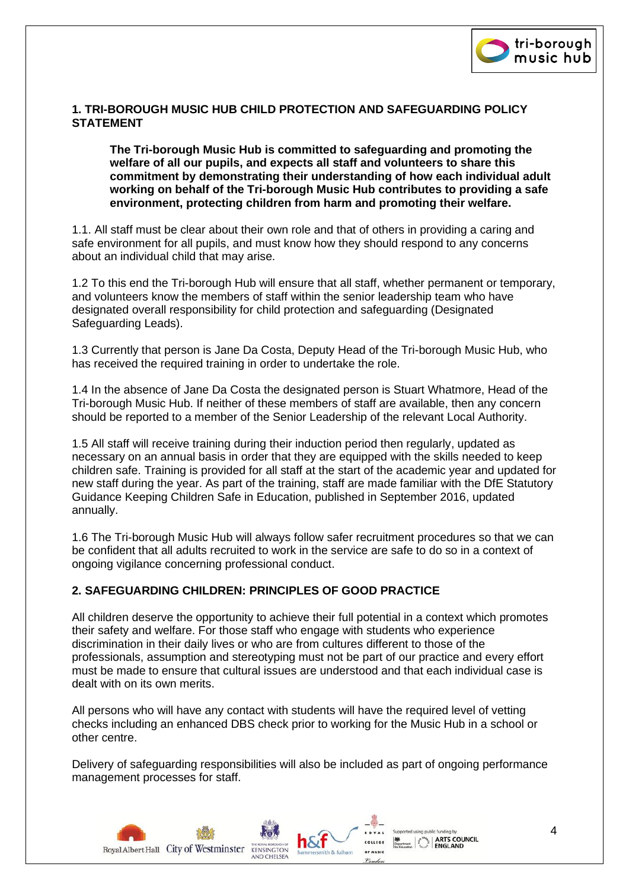## 1. TRI-BOROUGH MUSIC HUB CHILD PROTECTION AND SAFEGUARDING POLICY STATEMENT

**The Tri-borough Music Hub is committed to safeguarding and promoting the welfare of all our pupils, and expects all staff and volunteers to share this commitment by demonstrating their understanding of how each individual adult working on behalf of the Tri-borough Music Hub contributes to providing a safe environment, protecting children from harm and promoting their welfare.**

1.1. All staff must be clear about their own role and that of others in providing a caring and safe environment for all pupils, and must know how they should respond to any concerns about an individual child that may arise.

1.2 To this end the Tri-borough Hub will ensure that all staff, whether permanent or temporary, and volunteers know the members of staff within the senior leadership team who have designated overall responsibility for child protection and safeguarding (Designated Safeguarding Leads).

1.3 Currently that person is Jane Da Costa, Deputy Head of the Tri-borough Music Hub, who has received the required training in order to undertake the role.

1.4 In the absence of Jane Da Costa the designated person is Stuart Whatmore, Head of the Tri-borough Music Hub. If neither of these members of staff are available, then any concern should be reported to a member of the Senior Leadership of the relevant Local Authority.

1.5 All staff will receive training during their induction period then regularly, updated as necessary on an annual basis in order that they are equipped with the skills needed to keep children safe. Training is provided for all staff at the start of the academic year and updated for new staff during the year. As part of the training, staff are made familiar with the DfE Statutory Guidance Keeping Children Safe in Education, published in September 2016, updated annually.

1.6 The Tri-borough Music Hub will always follow safer recruitment procedures so that we can be confident that all adults recruited to work in the service are safe to do so in a context of ongoing vigilance concerning professional conduct.

## 2. SAFEGUARDING CHILDREN: PRINCIPLES OF GOOD PRACTICE

All children deserve the opportunity to achieve their full potential in a context which promotes their safety and welfare. For those staff who engage with students who experience discrimination in their daily lives or who are from cultures different to those of the professionals, assumption and stereotyping must not be part of our practice and every effort must be made to ensure that cultural issues are understood and that each individual case is dealt with on its own merits.

All persons who will have any contact with students will have the required level of vetting checks including an enhanced DBS check prior to working for the Music Hub in a school or other centre.

Delivery of safeguarding responsibilities will also be included as part of ongoing performance management processes for staff.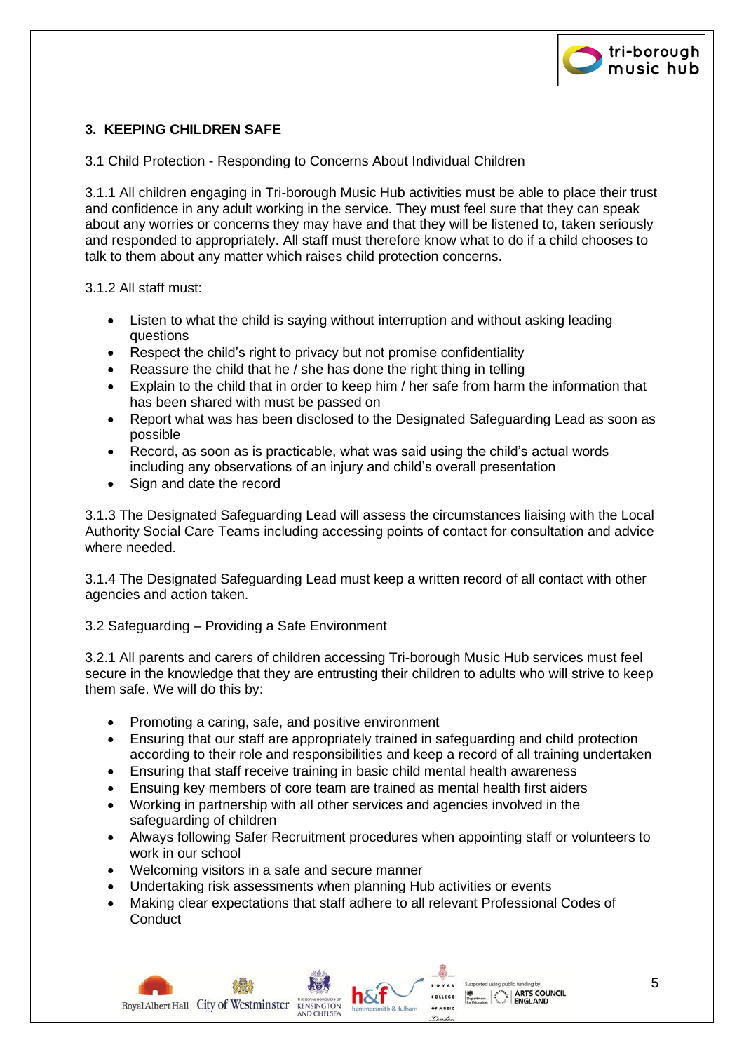## 3. KEEPING CHILDREN SAFE

3.1 Child Protection - Responding to Concerns About Individual Children

3.1.1 All children engaging in Tri-borough Music Hub activities must be able to place their trust and confidence in any adult working in the service. They must feel sure that they can speak about any worries or concerns they may have and that they will be listened to, taken seriously and responded to appropriately. All staff must therefore know what to do if a child chooses to talk to them about any matter which raises child protection concerns.

3.1.2 All staff must:

- Listen to what the child is saying without interruption and without asking leading questions
- Respect the child's right to privacy but not promise confidentiality
- Reassure the child that he / she has done the right thing in telling
- Explain to the child that in order to keep him / her safe from harm the information that has been shared with must be passed on
- Report what was has been disclosed to the Designated Safeguarding Lead as soon as possible
- Record, as soon as is practicable, what was said using the child's actual words including any observations of an injury and child's overall presentation
- Sign and date the record

3.1.3 The Designated Safeguarding Lead will assess the circumstances liaising with the Local Authority Social Care Teams including accessing points of contact for consultation and advice where needed.

3.1.4 The Designated Safeguarding Lead must keep a written record of all contact with other agencies and action taken.

3.2 Safeguarding – Providing a Safe Environment

3.2.1 All parents and carers of children accessing Tri-borough Music Hub services must feel secure in the knowledge that they are entrusting their children to adults who will strive to keep them safe. We will do this by:

- Promoting a caring, safe, and positive environment
- Ensuring that our staff are appropriately trained in safeguarding and child protection according to their role and responsibilities and keep a record of all training undertaken
- Ensuring that staff receive training in basic child mental health awareness
- Ensuing key members of core team are trained as mental health first aiders
- Working in partnership with all other services and agencies involved in the safeguarding of children
- Always following Safer Recruitment procedures when appointing staff or volunteers to work in our school
- Welcoming visitors in a safe and secure manner
- Undertaking risk assessments when planning Hub activities or events
- Making clear expectations that staff adhere to all relevant Professional Codes of Conduct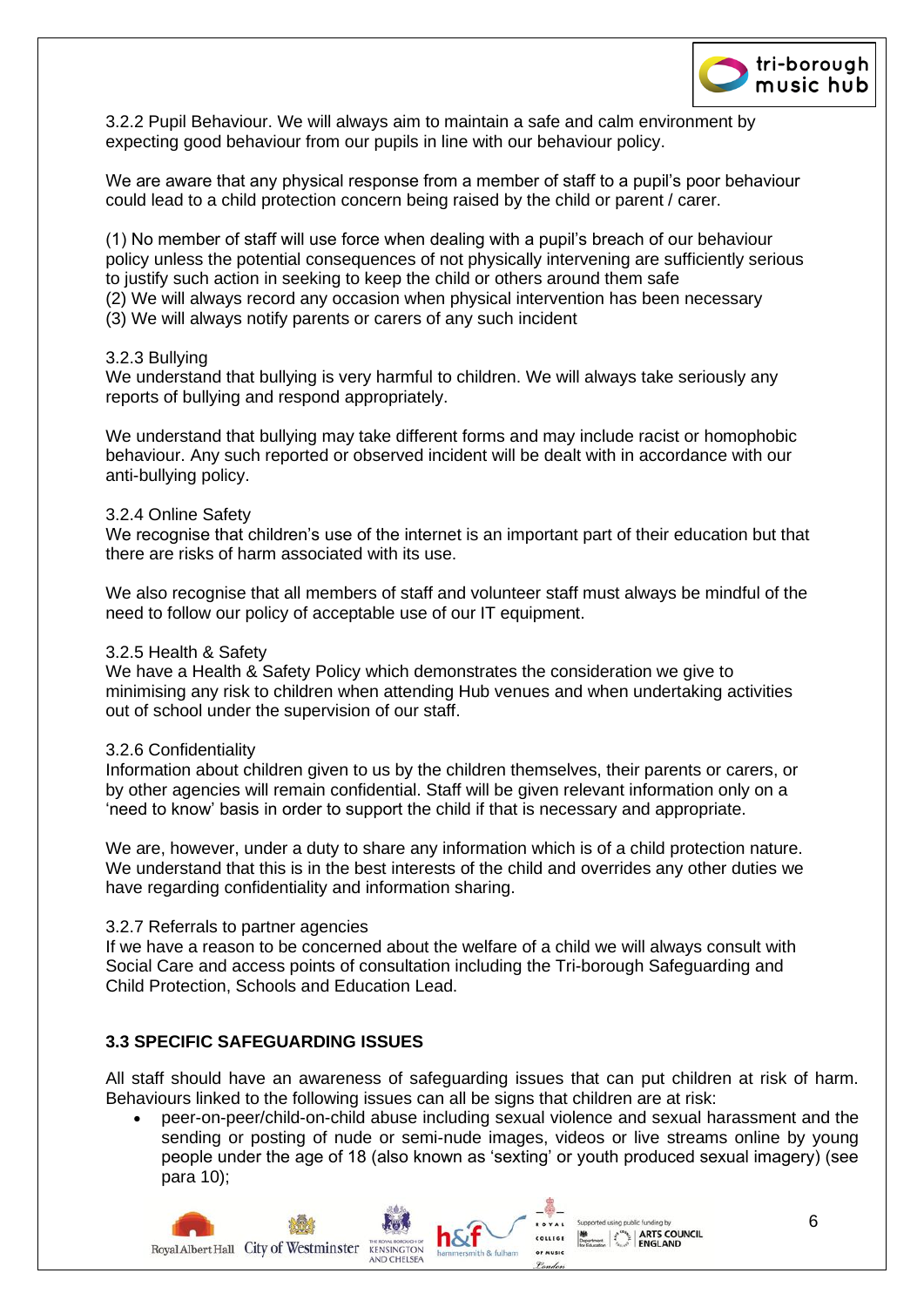3.2.2 Pupil Behaviour. We will always aim to maintain a safe and calm environment by expecting good behaviour from our pupils in line with our behaviour policy.

We are aware that any physical response from a member of staff to a pupil's poor behaviour could lead to a child protection concern being raised by the child or parent / carer.

(1) No member of staff will use force when dealing with a pupil's breach of our behaviour policy unless the potential consequences of not physically intervening are sufficiently serious to justify such action in seeking to keep the child or others around them safe
(2) We will always record any occasion when physical intervention has been necessary
(3) We will always notify parents or carers of any such incident

3.2.3 Bullying
We understand that bullying is very harmful to children. We will always take seriously any reports of bullying and respond appropriately.

We understand that bullying may take different forms and may include racist or homophobic behaviour. Any such reported or observed incident will be dealt with in accordance with our anti-bullying policy.

3.2.4 Online Safety
We recognise that children's use of the internet is an important part of their education but that there are risks of harm associated with its use.

We also recognise that all members of staff and volunteer staff must always be mindful of the need to follow our policy of acceptable use of our IT equipment.

3.2.5 Health & Safety
We have a Health & Safety Policy which demonstrates the consideration we give to minimising any risk to children when attending Hub venues and when undertaking activities out of school under the supervision of our staff.

3.2.6 Confidentiality
Information about children given to us by the children themselves, their parents or carers, or by other agencies will remain confidential. Staff will be given relevant information only on a 'need to know' basis in order to support the child if that is necessary and appropriate.

We are, however, under a duty to share any information which is of a child protection nature. We understand that this is in the best interests of the child and overrides any other duties we have regarding confidentiality and information sharing.

3.2.7 Referrals to partner agencies
If we have a reason to be concerned about the welfare of a child we will always consult with Social Care and access points of consultation including the Tri-borough Safeguarding and Child Protection, Schools and Education Lead.

## 3.3 SPECIFIC SAFEGUARDING ISSUES

All staff should have an awareness of safeguarding issues that can put children at risk of harm. Behaviours linked to the following issues can all be signs that children are at risk:

- peer-on-peer/child-on-child abuse including sexual violence and sexual harassment and the sending or posting of nude or semi-nude images, videos or live streams online by young people under the age of 18 (also known as 'sexting' or youth produced sexual imagery) (see para 10);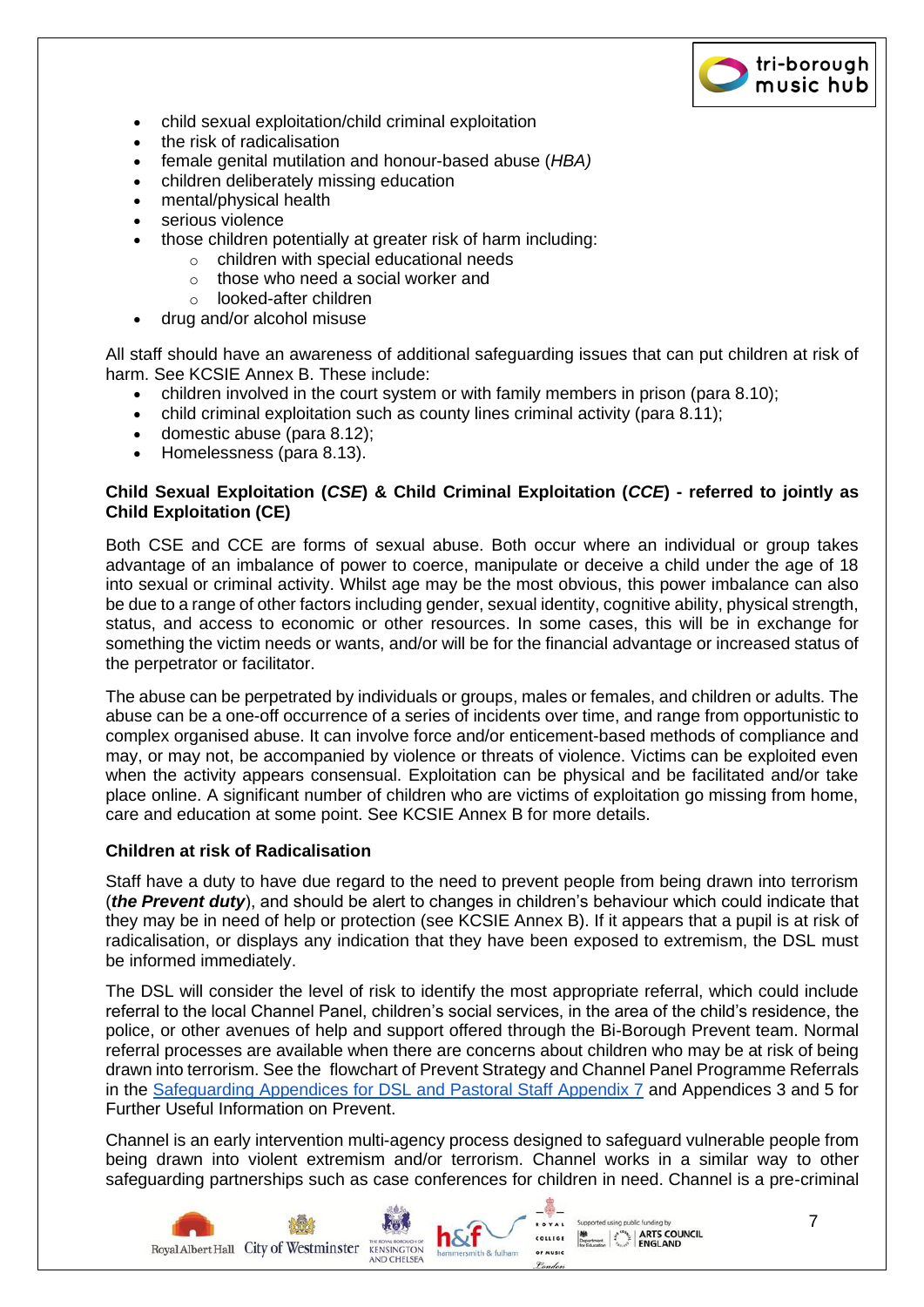- child sexual exploitation/child criminal exploitation
- the risk of radicalisation
- female genital mutilation and honour-based abuse (*HBA)*
- children deliberately missing education
- mental/physical health
- serious violence
- those children potentially at greater risk of harm including:
  - children with special educational needs
  - those who need a social worker and
  - looked-after children
- drug and/or alcohol misuse

All staff should have an awareness of additional safeguarding issues that can put children at risk of harm. See KCSIE Annex B. These include:

- children involved in the court system or with family members in prison (para 8.10);
- child criminal exploitation such as county lines criminal activity (para 8.11);
- domestic abuse (para 8.12);
- Homelessness (para 8.13).

**Child Sexual Exploitation (*CSE*) & Child Criminal Exploitation (*CCE*) - referred to jointly as Child Exploitation (CE)**

Both CSE and CCE are forms of sexual abuse. Both occur where an individual or group takes advantage of an imbalance of power to coerce, manipulate or deceive a child under the age of 18 into sexual or criminal activity. Whilst age may be the most obvious, this power imbalance can also be due to a range of other factors including gender, sexual identity, cognitive ability, physical strength, status, and access to economic or other resources. In some cases, this will be in exchange for something the victim needs or wants, and/or will be for the financial advantage or increased status of the perpetrator or facilitator.

The abuse can be perpetrated by individuals or groups, males or females, and children or adults. The abuse can be a one-off occurrence of a series of incidents over time, and range from opportunistic to complex organised abuse. It can involve force and/or enticement-based methods of compliance and may, or may not, be accompanied by violence or threats of violence. Victims can be exploited even when the activity appears consensual. Exploitation can be physical and be facilitated and/or take place online. A significant number of children who are victims of exploitation go missing from home, care and education at some point. See KCSIE Annex B for more details.

**Children at risk of Radicalisation**

Staff have a duty to have due regard to the need to prevent people from being drawn into terrorism (***the Prevent duty***), and should be alert to changes in children's behaviour which could indicate that they may be in need of help or protection (see KCSIE Annex B). If it appears that a pupil is at risk of radicalisation, or displays any indication that they have been exposed to extremism, the DSL must be informed immediately.

The DSL will consider the level of risk to identify the most appropriate referral, which could include referral to the local Channel Panel, children's social services, in the area of the child's residence, the police, or other avenues of help and support offered through the Bi-Borough Prevent team. Normal referral processes are available when there are concerns about children who may be at risk of being drawn into terrorism. See the flowchart of Prevent Strategy and Channel Panel Programme Referrals in the [Safeguarding Appendices for DSL and Pastoral Staff Appendix 7]() and Appendices 3 and 5 for Further Useful Information on Prevent.

Channel is an early intervention multi-agency process designed to safeguard vulnerable people from being drawn into violent extremism and/or terrorism. Channel works in a similar way to other safeguarding partnerships such as case conferences for children in need. Channel is a pre-criminal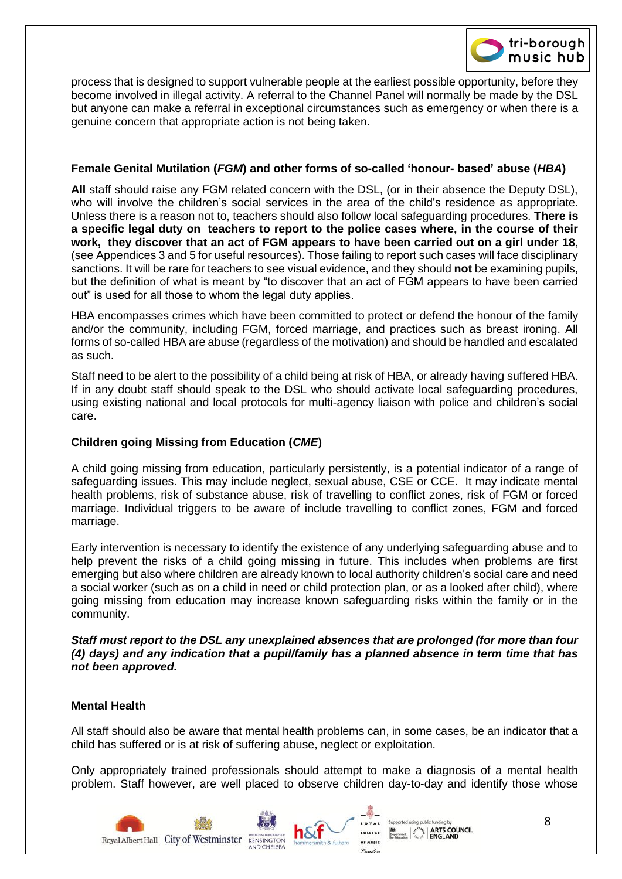process that is designed to support vulnerable people at the earliest possible opportunity, before they become involved in illegal activity. A referral to the Channel Panel will normally be made by the DSL but anyone can make a referral in exceptional circumstances such as emergency or when there is a genuine concern that appropriate action is not being taken.

### Female Genital Mutilation (*FGM*) and other forms of so-called 'honour- based' abuse (*HBA*)

**All** staff should raise any FGM related concern with the DSL, (or in their absence the Deputy DSL), who will involve the children's social services in the area of the child's residence as appropriate. Unless there is a reason not to, teachers should also follow local safeguarding procedures. **There is a specific legal duty on teachers to report to the police cases where, in the course of their work, they discover that an act of FGM appears to have been carried out on a girl under 18**, (see Appendices 3 and 5 for useful resources). Those failing to report such cases will face disciplinary sanctions. It will be rare for teachers to see visual evidence, and they should **not** be examining pupils, but the definition of what is meant by "to discover that an act of FGM appears to have been carried out" is used for all those to whom the legal duty applies.

HBA encompasses crimes which have been committed to protect or defend the honour of the family and/or the community, including FGM, forced marriage, and practices such as breast ironing. All forms of so-called HBA are abuse (regardless of the motivation) and should be handled and escalated as such.

Staff need to be alert to the possibility of a child being at risk of HBA, or already having suffered HBA. If in any doubt staff should speak to the DSL who should activate local safeguarding procedures, using existing national and local protocols for multi-agency liaison with police and children's social care.

### Children going Missing from Education (*CME*)

A child going missing from education, particularly persistently, is a potential indicator of a range of safeguarding issues. This may include neglect, sexual abuse, CSE or CCE. It may indicate mental health problems, risk of substance abuse, risk of travelling to conflict zones, risk of FGM or forced marriage. Individual triggers to be aware of include travelling to conflict zones, FGM and forced marriage.

Early intervention is necessary to identify the existence of any underlying safeguarding abuse and to help prevent the risks of a child going missing in future. This includes when problems are first emerging but also where children are already known to local authority children's social care and need a social worker (such as on a child in need or child protection plan, or as a looked after child), where going missing from education may increase known safeguarding risks within the family or in the community.

***Staff must report to the DSL any unexplained absences that are prolonged (for more than four (4) days) and any indication that a pupil/family has a planned absence in term time that has not been approved.***

### Mental Health

All staff should also be aware that mental health problems can, in some cases, be an indicator that a child has suffered or is at risk of suffering abuse, neglect or exploitation.

Only appropriately trained professionals should attempt to make a diagnosis of a mental health problem. Staff however, are well placed to observe children day-to-day and identify those whose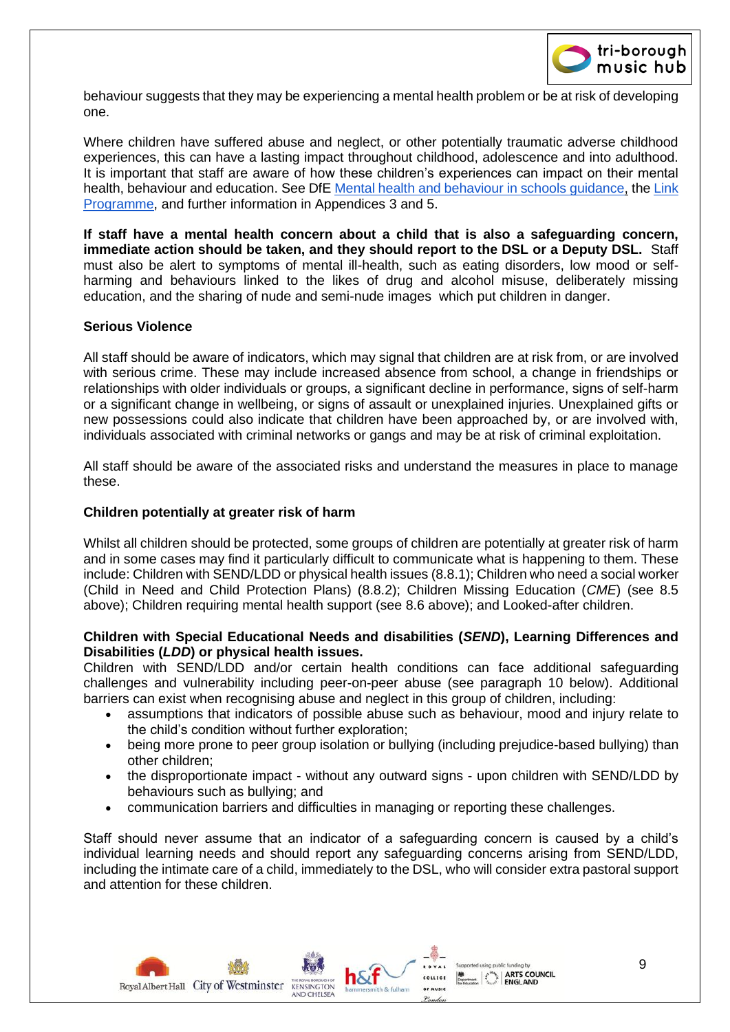behaviour suggests that they may be experiencing a mental health problem or be at risk of developing one.

Where children have suffered abuse and neglect, or other potentially traumatic adverse childhood experiences, this can have a lasting impact throughout childhood, adolescence and into adulthood. It is important that staff are aware of how these children's experiences can impact on their mental health, behaviour and education. See DfE Mental health and behaviour in schools guidance, the Link Programme, and further information in Appendices 3 and 5.

**If staff have a mental health concern about a child that is also a safeguarding concern, immediate action should be taken, and they should report to the DSL or a Deputy DSL.** Staff must also be alert to symptoms of mental ill-health, such as eating disorders, low mood or self-harming and behaviours linked to the likes of drug and alcohol misuse, deliberately missing education, and the sharing of nude and semi-nude images which put children in danger.

**Serious Violence**

All staff should be aware of indicators, which may signal that children are at risk from, or are involved with serious crime. These may include increased absence from school, a change in friendships or relationships with older individuals or groups, a significant decline in performance, signs of self-harm or a significant change in wellbeing, or signs of assault or unexplained injuries. Unexplained gifts or new possessions could also indicate that children have been approached by, or are involved with, individuals associated with criminal networks or gangs and may be at risk of criminal exploitation.

All staff should be aware of the associated risks and understand the measures in place to manage these.

**Children potentially at greater risk of harm**

Whilst all children should be protected, some groups of children are potentially at greater risk of harm and in some cases may find it particularly difficult to communicate what is happening to them. These include: Children with SEND/LDD or physical health issues (8.8.1); Children who need a social worker (Child in Need and Child Protection Plans) (8.8.2); Children Missing Education (*CME*) (see 8.5 above); Children requiring mental health support (see 8.6 above); and Looked-after children.

**Children with Special Educational Needs and disabilities (*SEND*), Learning Differences and Disabilities (*LDD*) or physical health issues.**

Children with SEND/LDD and/or certain health conditions can face additional safeguarding challenges and vulnerability including peer-on-peer abuse (see paragraph 10 below). Additional barriers can exist when recognising abuse and neglect in this group of children, including:

- assumptions that indicators of possible abuse such as behaviour, mood and injury relate to the child's condition without further exploration;
- being more prone to peer group isolation or bullying (including prejudice-based bullying) than other children;
- the disproportionate impact - without any outward signs - upon children with SEND/LDD by behaviours such as bullying; and
- communication barriers and difficulties in managing or reporting these challenges.

Staff should never assume that an indicator of a safeguarding concern is caused by a child's individual learning needs and should report any safeguarding concerns arising from SEND/LDD, including the intimate care of a child, immediately to the DSL, who will consider extra pastoral support and attention for these children.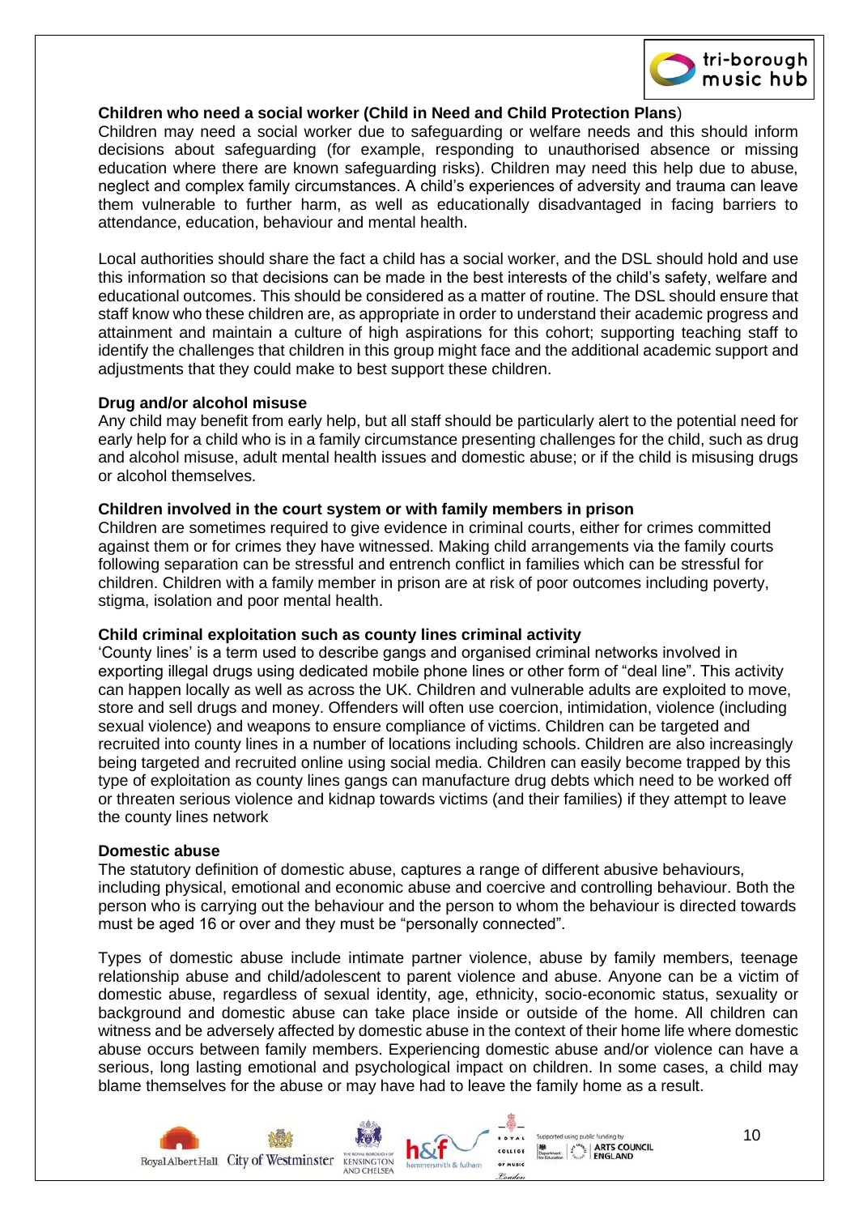**Children who need a social worker (Child in Need and Child Protection Plans**)

Children may need a social worker due to safeguarding or welfare needs and this should inform decisions about safeguarding (for example, responding to unauthorised absence or missing education where there are known safeguarding risks). Children may need this help due to abuse, neglect and complex family circumstances. A child's experiences of adversity and trauma can leave them vulnerable to further harm, as well as educationally disadvantaged in facing barriers to attendance, education, behaviour and mental health.

Local authorities should share the fact a child has a social worker, and the DSL should hold and use this information so that decisions can be made in the best interests of the child's safety, welfare and educational outcomes. This should be considered as a matter of routine. The DSL should ensure that staff know who these children are, as appropriate in order to understand their academic progress and attainment and maintain a culture of high aspirations for this cohort; supporting teaching staff to identify the challenges that children in this group might face and the additional academic support and adjustments that they could make to best support these children.

**Drug and/or alcohol misuse**

Any child may benefit from early help, but all staff should be particularly alert to the potential need for early help for a child who is in a family circumstance presenting challenges for the child, such as drug and alcohol misuse, adult mental health issues and domestic abuse; or if the child is misusing drugs or alcohol themselves.

**Children involved in the court system or with family members in prison**

Children are sometimes required to give evidence in criminal courts, either for crimes committed against them or for crimes they have witnessed. Making child arrangements via the family courts following separation can be stressful and entrench conflict in families which can be stressful for children. Children with a family member in prison are at risk of poor outcomes including poverty, stigma, isolation and poor mental health.

**Child criminal exploitation such as county lines criminal activity**

'County lines' is a term used to describe gangs and organised criminal networks involved in exporting illegal drugs using dedicated mobile phone lines or other form of "deal line". This activity can happen locally as well as across the UK. Children and vulnerable adults are exploited to move, store and sell drugs and money. Offenders will often use coercion, intimidation, violence (including sexual violence) and weapons to ensure compliance of victims. Children can be targeted and recruited into county lines in a number of locations including schools. Children are also increasingly being targeted and recruited online using social media. Children can easily become trapped by this type of exploitation as county lines gangs can manufacture drug debts which need to be worked off or threaten serious violence and kidnap towards victims (and their families) if they attempt to leave the county lines network

**Domestic abuse**

The statutory definition of domestic abuse, captures a range of different abusive behaviours, including physical, emotional and economic abuse and coercive and controlling behaviour. Both the person who is carrying out the behaviour and the person to whom the behaviour is directed towards must be aged 16 or over and they must be "personally connected".

Types of domestic abuse include intimate partner violence, abuse by family members, teenage relationship abuse and child/adolescent to parent violence and abuse. Anyone can be a victim of domestic abuse, regardless of sexual identity, age, ethnicity, socio-economic status, sexuality or background and domestic abuse can take place inside or outside of the home. All children can witness and be adversely affected by domestic abuse in the context of their home life where domestic abuse occurs between family members. Experiencing domestic abuse and/or violence can have a serious, long lasting emotional and psychological impact on children. In some cases, a child may blame themselves for the abuse or may have had to leave the family home as a result.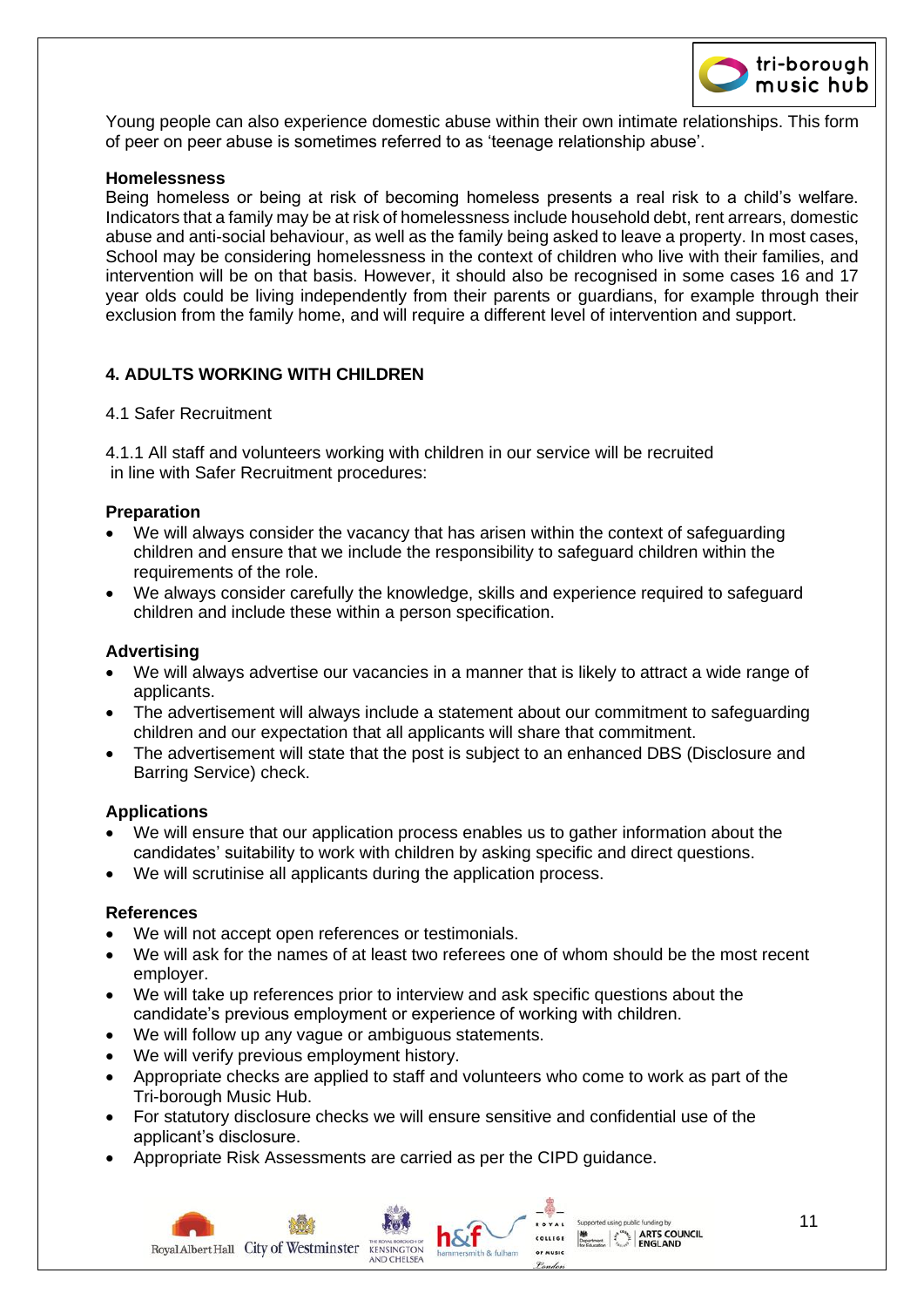Young people can also experience domestic abuse within their own intimate relationships. This form of peer on peer abuse is sometimes referred to as 'teenage relationship abuse'.

**Homelessness**
Being homeless or being at risk of becoming homeless presents a real risk to a child's welfare. Indicators that a family may be at risk of homelessness include household debt, rent arrears, domestic abuse and anti-social behaviour, as well as the family being asked to leave a property. In most cases, School may be considering homelessness in the context of children who live with their families, and intervention will be on that basis. However, it should also be recognised in some cases 16 and 17 year olds could be living independently from their parents or guardians, for example through their exclusion from the family home, and will require a different level of intervention and support.

## 4. ADULTS WORKING WITH CHILDREN

4.1 Safer Recruitment

4.1.1 All staff and volunteers working with children in our service will be recruited in line with Safer Recruitment procedures:

**Preparation**

- We will always consider the vacancy that has arisen within the context of safeguarding children and ensure that we include the responsibility to safeguard children within the requirements of the role.
- We always consider carefully the knowledge, skills and experience required to safeguard children and include these within a person specification.

**Advertising**

- We will always advertise our vacancies in a manner that is likely to attract a wide range of applicants.
- The advertisement will always include a statement about our commitment to safeguarding children and our expectation that all applicants will share that commitment.
- The advertisement will state that the post is subject to an enhanced DBS (Disclosure and Barring Service) check.

**Applications**

- We will ensure that our application process enables us to gather information about the candidates' suitability to work with children by asking specific and direct questions.
- We will scrutinise all applicants during the application process.

**References**

- We will not accept open references or testimonials.
- We will ask for the names of at least two referees one of whom should be the most recent employer.
- We will take up references prior to interview and ask specific questions about the candidate's previous employment or experience of working with children.
- We will follow up any vague or ambiguous statements.
- We will verify previous employment history.
- Appropriate checks are applied to staff and volunteers who come to work as part of the Tri-borough Music Hub.
- For statutory disclosure checks we will ensure sensitive and confidential use of the applicant's disclosure.
- Appropriate Risk Assessments are carried as per the CIPD guidance.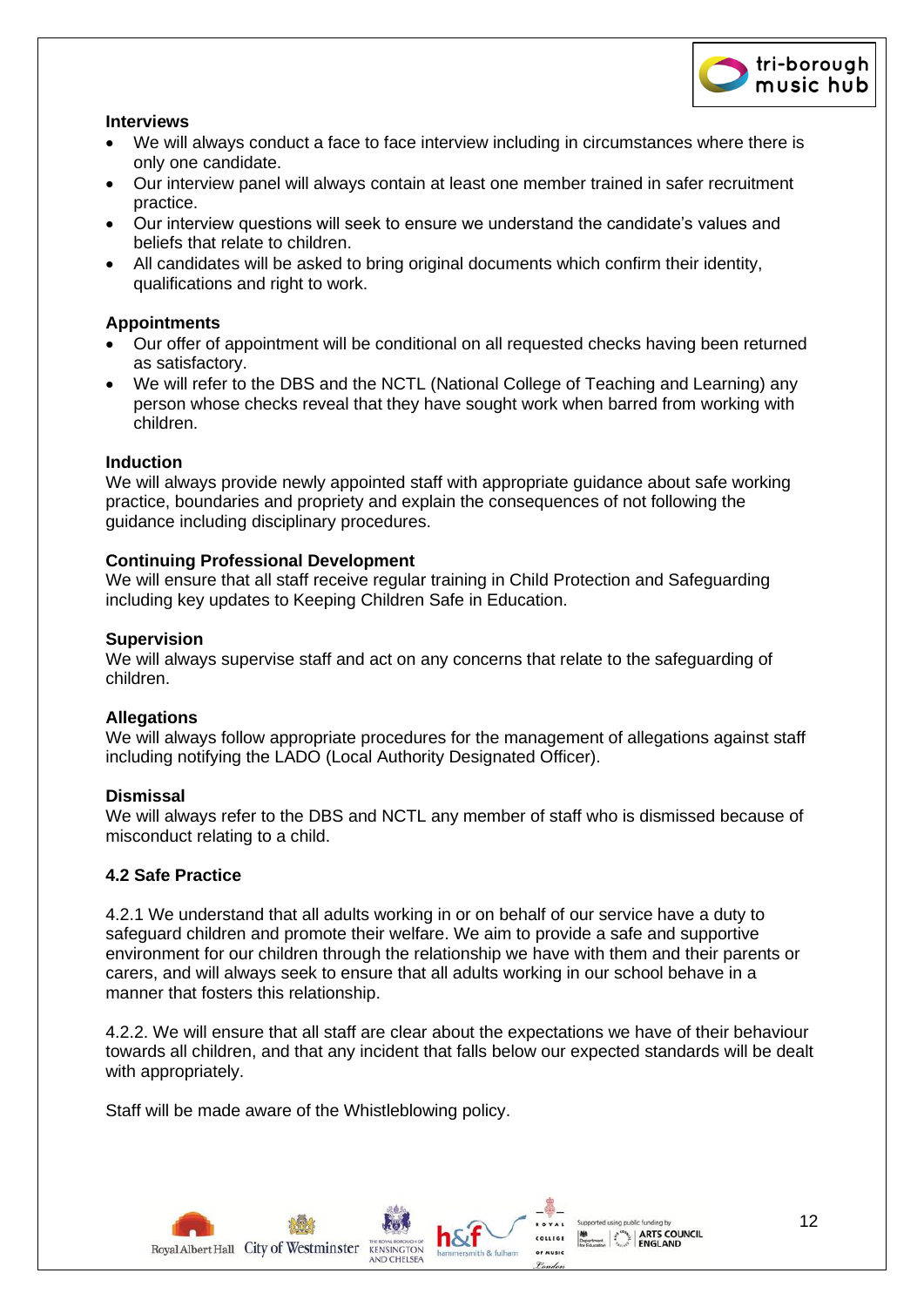### Interviews

- We will always conduct a face to face interview including in circumstances where there is only one candidate.
- Our interview panel will always contain at least one member trained in safer recruitment practice.
- Our interview questions will seek to ensure we understand the candidate's values and beliefs that relate to children.
- All candidates will be asked to bring original documents which confirm their identity, qualifications and right to work.

### Appointments

- Our offer of appointment will be conditional on all requested checks having been returned as satisfactory.
- We will refer to the DBS and the NCTL (National College of Teaching and Learning) any person whose checks reveal that they have sought work when barred from working with children.

### Induction

We will always provide newly appointed staff with appropriate guidance about safe working practice, boundaries and propriety and explain the consequences of not following the guidance including disciplinary procedures.

### Continuing Professional Development

We will ensure that all staff receive regular training in Child Protection and Safeguarding including key updates to Keeping Children Safe in Education.

### Supervision

We will always supervise staff and act on any concerns that relate to the safeguarding of children.

### Allegations

We will always follow appropriate procedures for the management of allegations against staff including notifying the LADO (Local Authority Designated Officer).

### Dismissal

We will always refer to the DBS and NCTL any member of staff who is dismissed because of misconduct relating to a child.

### 4.2 Safe Practice

4.2.1 We understand that all adults working in or on behalf of our service have a duty to safeguard children and promote their welfare. We aim to provide a safe and supportive environment for our children through the relationship we have with them and their parents or carers, and will always seek to ensure that all adults working in our school behave in a manner that fosters this relationship.

4.2.2. We will ensure that all staff are clear about the expectations we have of their behaviour towards all children, and that any incident that falls below our expected standards will be dealt with appropriately.

Staff will be made aware of the Whistleblowing policy.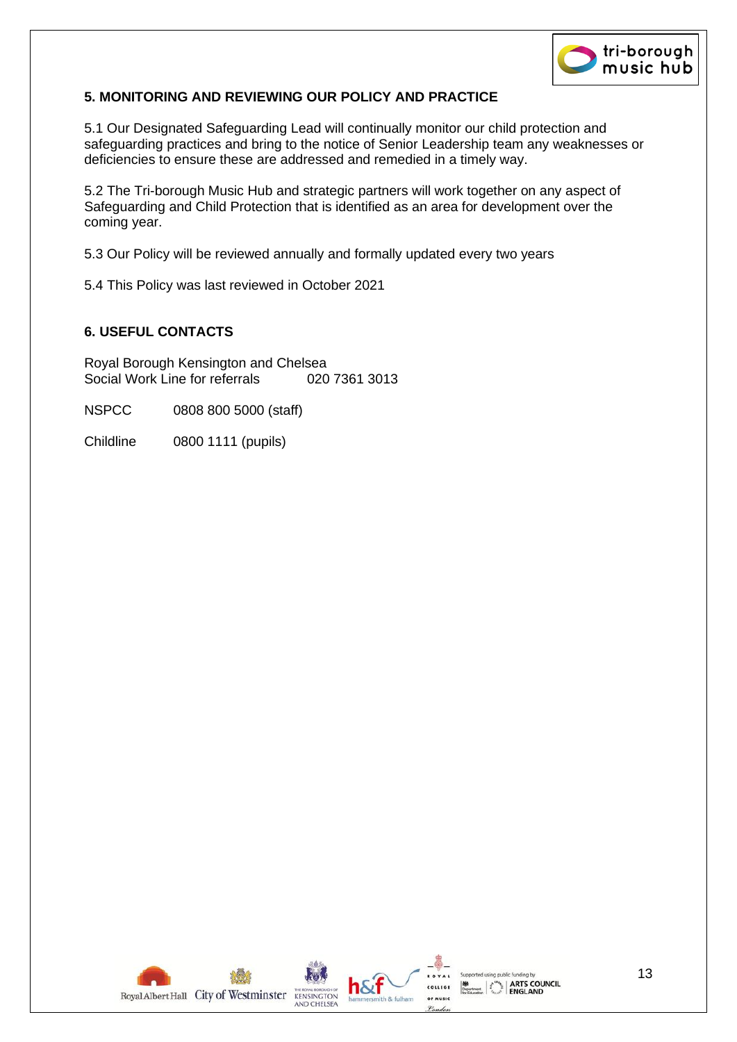## 5. MONITORING AND REVIEWING OUR POLICY AND PRACTICE

5.1 Our Designated Safeguarding Lead will continually monitor our child protection and safeguarding practices and bring to the notice of Senior Leadership team any weaknesses or deficiencies to ensure these are addressed and remedied in a timely way.

5.2 The Tri-borough Music Hub and strategic partners will work together on any aspect of Safeguarding and Child Protection that is identified as an area for development over the coming year.

5.3 Our Policy will be reviewed annually and formally updated every two years

5.4 This Policy was last reviewed in October 2021

## 6. USEFUL CONTACTS

Royal Borough Kensington and Chelsea
Social Work Line for referrals 020 7361 3013

NSPCC 0808 800 5000 (staff)

Childline 0800 1111 (pupils)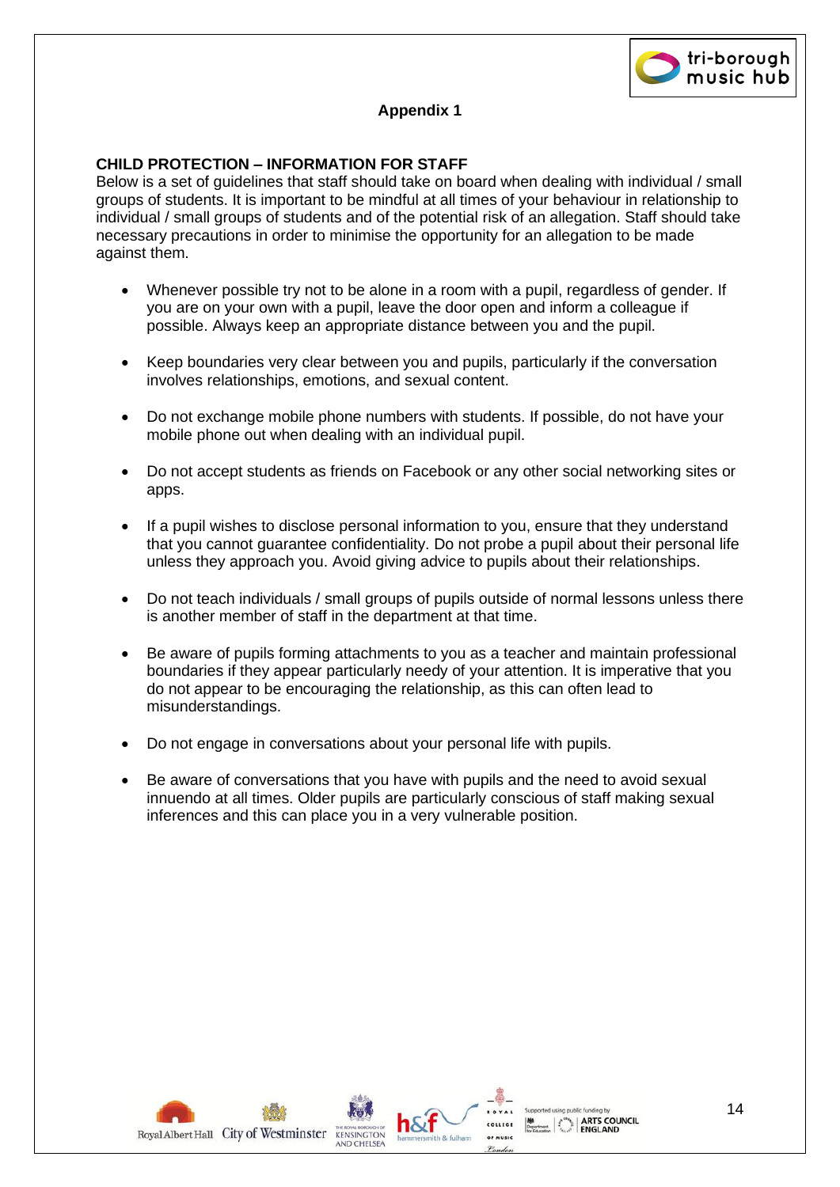## Appendix 1

### CHILD PROTECTION – INFORMATION FOR STAFF

Below is a set of guidelines that staff should take on board when dealing with individual / small groups of students. It is important to be mindful at all times of your behaviour in relationship to individual / small groups of students and of the potential risk of an allegation. Staff should take necessary precautions in order to minimise the opportunity for an allegation to be made against them.

- Whenever possible try not to be alone in a room with a pupil, regardless of gender. If you are on your own with a pupil, leave the door open and inform a colleague if possible. Always keep an appropriate distance between you and the pupil.

- Keep boundaries very clear between you and pupils, particularly if the conversation involves relationships, emotions, and sexual content.

- Do not exchange mobile phone numbers with students. If possible, do not have your mobile phone out when dealing with an individual pupil.

- Do not accept students as friends on Facebook or any other social networking sites or apps.

- If a pupil wishes to disclose personal information to you, ensure that they understand that you cannot guarantee confidentiality. Do not probe a pupil about their personal life unless they approach you. Avoid giving advice to pupils about their relationships.

- Do not teach individuals / small groups of pupils outside of normal lessons unless there is another member of staff in the department at that time.

- Be aware of pupils forming attachments to you as a teacher and maintain professional boundaries if they appear particularly needy of your attention. It is imperative that you do not appear to be encouraging the relationship, as this can often lead to misunderstandings.

- Do not engage in conversations about your personal life with pupils.

- Be aware of conversations that you have with pupils and the need to avoid sexual innuendo at all times. Older pupils are particularly conscious of staff making sexual inferences and this can place you in a very vulnerable position.